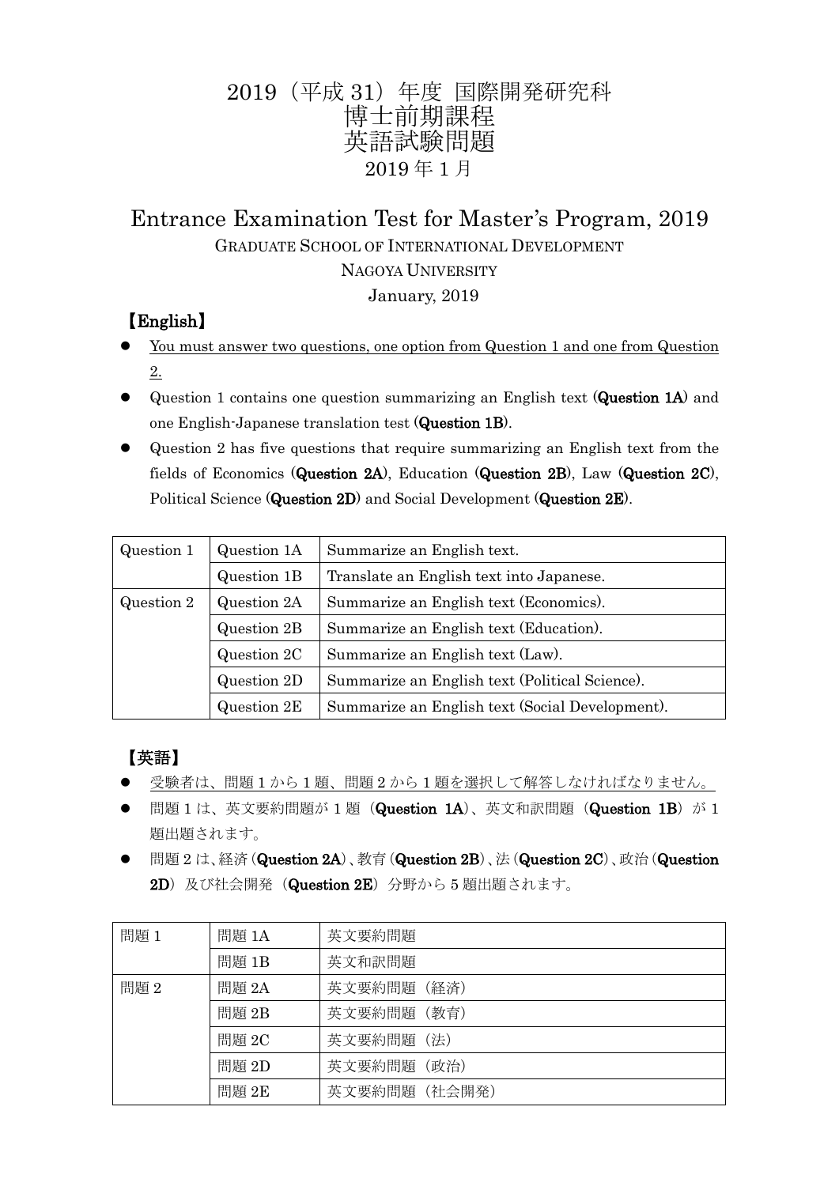# 2019（平成 31）年度 国際開発研究科
# 博士前期課程
# 英語試験問題
2019 年 1 月

## Entrance Examination Test for Master's Program, 2019

GRADUATE SCHOOL OF INTERNATIONAL DEVELOPMENT

NAGOYA UNIVERSITY

January, 2019

### 【English】

- <u>You must answer two questions, one option from Question 1 and one from Question 2.</u>
- Question 1 contains one question summarizing an English text (**Question 1A**) and one English-Japanese translation test (**Question 1B**).
- Question 2 has five questions that require summarizing an English text from the fields of Economics (**Question 2A**), Education (**Question 2B**), Law (**Question 2C**), Political Science (**Question 2D**) and Social Development (**Question 2E**).

| Question 1 | Question 1A | Summarize an English text. |
|---|---|---|
| | Question 1B | Translate an English text into Japanese. |
| Question 2 | Question 2A | Summarize an English text (Economics). |
| | Question 2B | Summarize an English text (Education). |
| | Question 2C | Summarize an English text (Law). |
| | Question 2D | Summarize an English text (Political Science). |
| | Question 2E | Summarize an English text (Social Development). |

### 【英語】

- <u>受験者は、問題 1 から 1 題、問題 2 から 1 題を選択して解答しなければなりません。</u>
- 問題 1 は、英文要約問題が 1 題（**Question 1A**）、英文和訳問題（**Question 1B**）が 1 題出題されます。
- 問題 2 は、経済（**Question 2A**）、教育（**Question 2B**）、法（**Question 2C**）、政治（**Question 2D**）及び社会開発（**Question 2E**）分野から 5 題出題されます。

| 問題 1 | 問題 1A | 英文要約問題 |
|---|---|---|
| | 問題 1B | 英文和訳問題 |
| 問題 2 | 問題 2A | 英文要約問題（経済） |
| | 問題 2B | 英文要約問題（教育） |
| | 問題 2C | 英文要約問題（法） |
| | 問題 2D | 英文要約問題（政治） |
| | 問題 2E | 英文要約問題（社会開発） |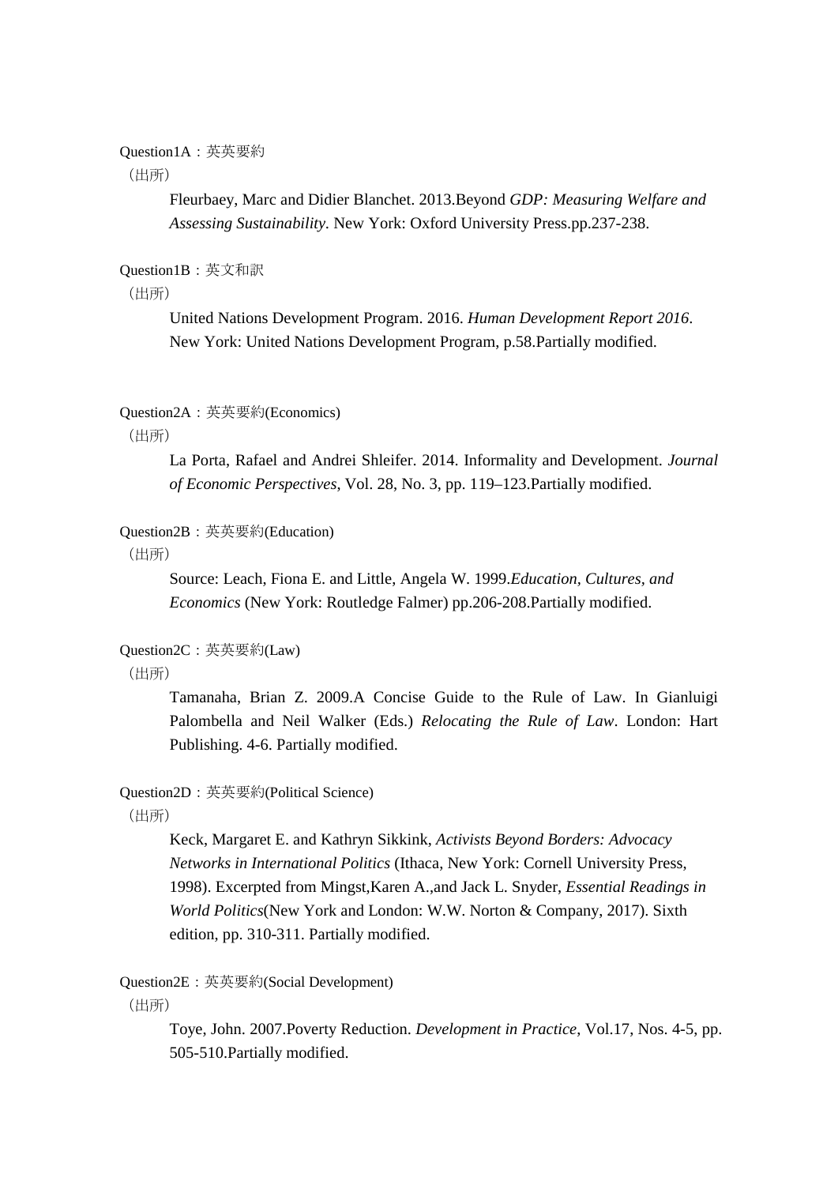Question1A：英英要約

（出所）

Fleurbaey, Marc and Didier Blanchet. 2013.Beyond *GDP: Measuring Welfare and Assessing Sustainability*. New York: Oxford University Press.pp.237-238.

Question1B：英文和訳

（出所）

United Nations Development Program. 2016. *Human Development Report 2016*. New York: United Nations Development Program, p.58.Partially modified.

Question2A：英英要約(Economics)

（出所）

La Porta, Rafael and Andrei Shleifer. 2014. Informality and Development. *Journal of Economic Perspectives*, Vol. 28, No. 3, pp. 119–123.Partially modified.

Question2B：英英要約(Education)

（出所）

Source: Leach, Fiona E. and Little, Angela W. 1999.*Education, Cultures, and Economics* (New York: Routledge Falmer) pp.206-208.Partially modified.

Question2C：英英要約(Law)

（出所）

Tamanaha, Brian Z. 2009.A Concise Guide to the Rule of Law. In Gianluigi Palombella and Neil Walker (Eds.) *Relocating the Rule of Law*. London: Hart Publishing. 4-6. Partially modified.

Question2D：英英要約(Political Science)

（出所）

Keck, Margaret E. and Kathryn Sikkink, *Activists Beyond Borders: Advocacy Networks in International Politics* (Ithaca, New York: Cornell University Press, 1998). Excerpted from Mingst,Karen A.,and Jack L. Snyder, *Essential Readings in World Politics*(New York and London: W.W. Norton & Company, 2017). Sixth edition, pp. 310-311. Partially modified.

Question2E：英英要約(Social Development)

（出所）

Toye, John. 2007.Poverty Reduction. *Development in Practice*, Vol.17, Nos. 4-5, pp. 505-510.Partially modified.